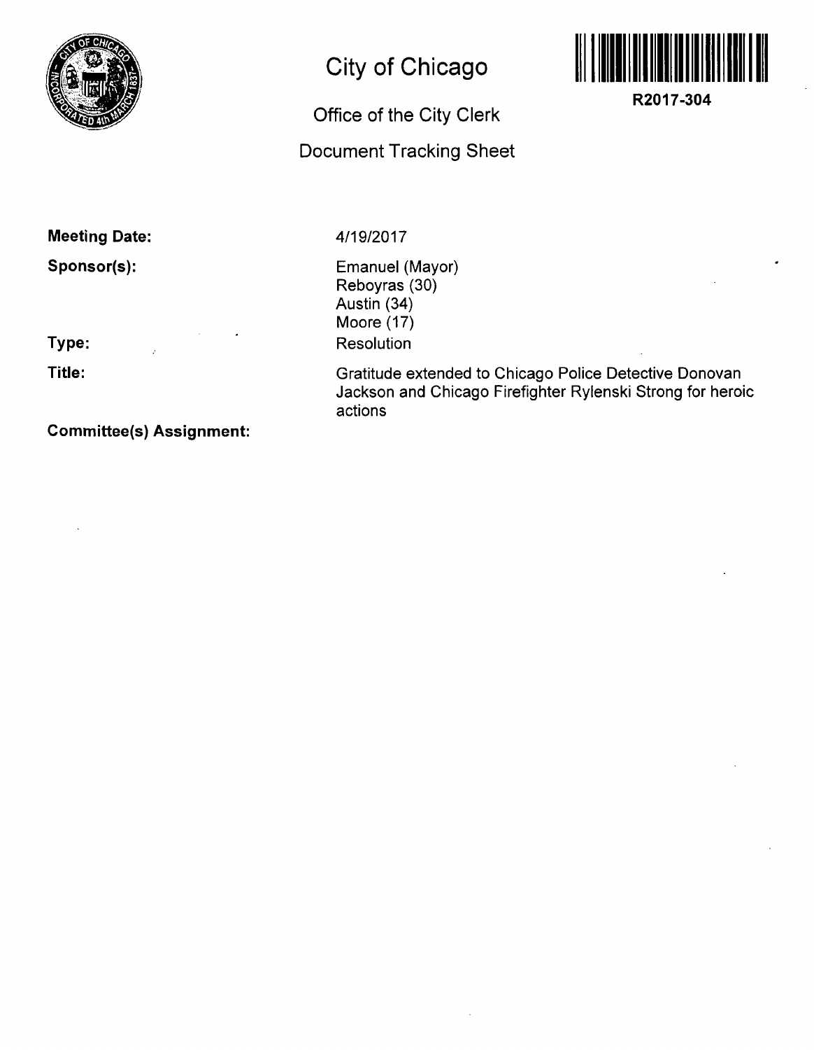# City of Chicago

## Office of the City Clerk

## Document Tracking Sheet

R2017-304

**Meeting Date:** 4/19/2017

**Sponsor(s):** Emanuel (Mayor)
Reboyras (30)
Austin (34)
Moore (17)

**Type:** Resolution

**Title:** Gratitude extended to Chicago Police Detective Donovan Jackson and Chicago Firefighter Rylenski Strong for heroic actions

**Committee(s) Assignment:**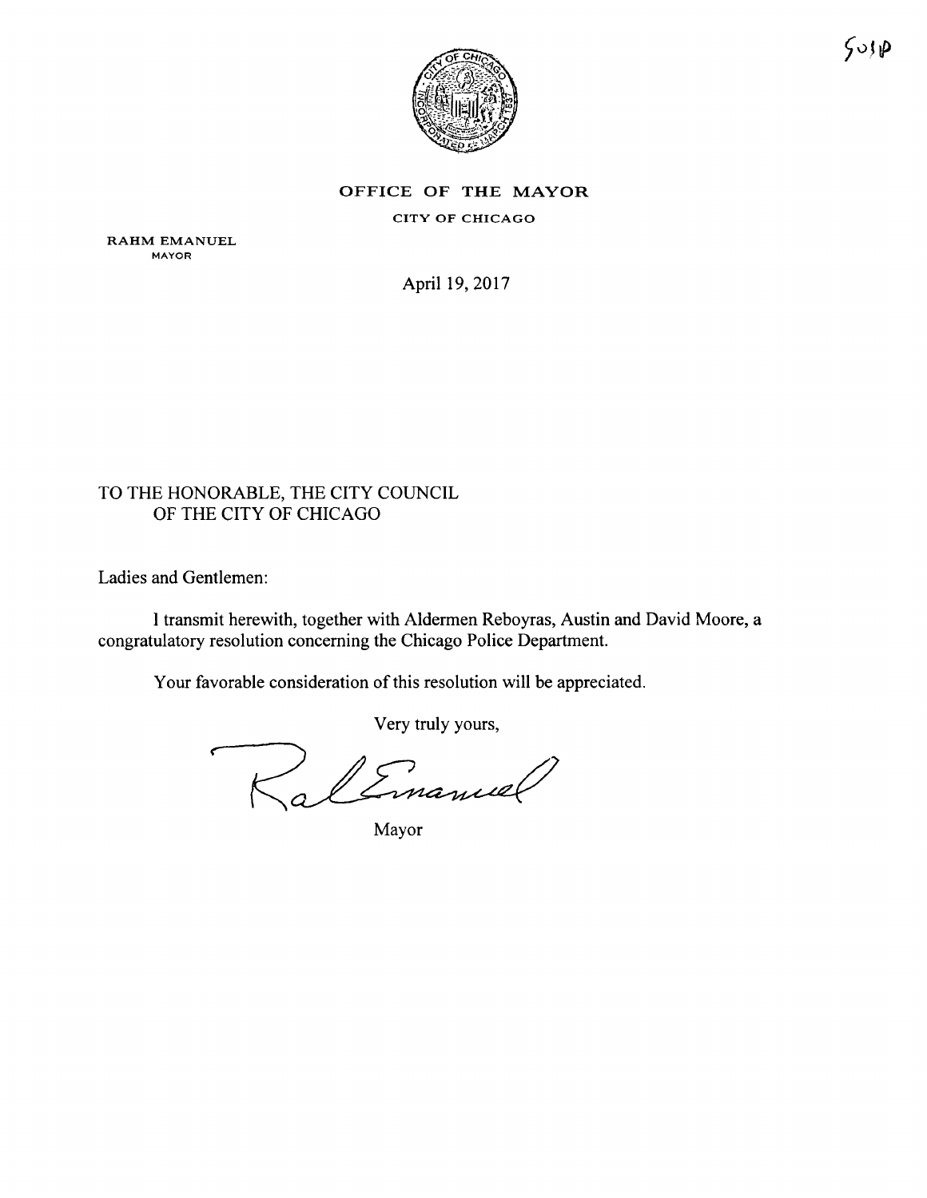505P

**OFFICE OF THE MAYOR**

**CITY OF CHICAGO**

**RAHM EMANUEL**
MAYOR

April 19, 2017

TO THE HONORABLE, THE CITY COUNCIL
OF THE CITY OF CHICAGO

Ladies and Gentlemen:

I transmit herewith, together with Aldermen Reboyras, Austin and David Moore, a congratulatory resolution concerning the Chicago Police Department.

Your favorable consideration of this resolution will be appreciated.

Very truly yours,

Mayor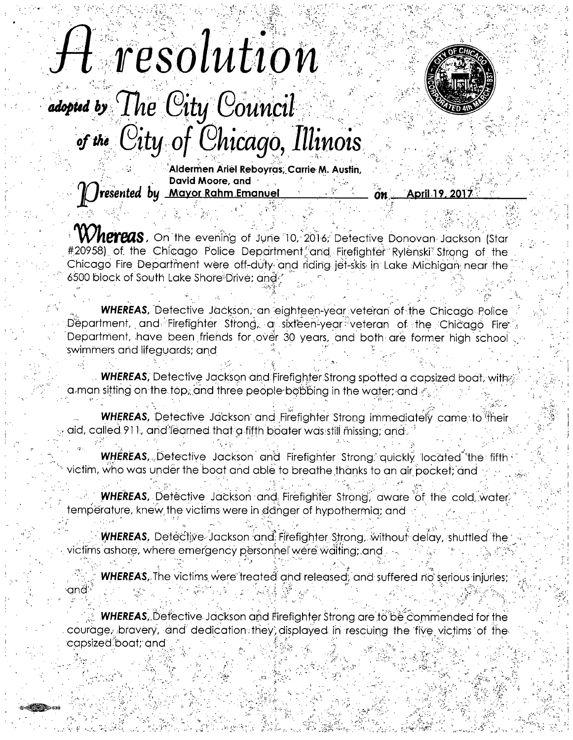# A resolution

## adopted by The City Council of the City of Chicago, Illinois

Presented by Aldermen Ariel Reboyras, Carrie M. Austin, David Moore, and Mayor Rahm Emanuel on April 19, 2017

**Whereas**, On the evening of June 10, 2016, Detective Donovan Jackson (Star #20958) of the Chicago Police Department and Firefighter Rylenski Strong of the Chicago Fire Department were off-duty and riding jet-skis in Lake Michigan near the 6500 block of South Lake Shore Drive; and

***WHEREAS***, Detective Jackson, an eighteen-year veteran of the Chicago Police Department, and Firefighter Strong, a sixteen-year veteran of the Chicago Fire Department, have been friends for over 30 years, and both are former high school swimmers and lifeguards; and

***WHEREAS***, Detective Jackson and Firefighter Strong spotted a capsized boat, with a man sitting on the top, and three people bobbing in the water; and

***WHEREAS***, Detective Jackson and Firefighter Strong immediately came to their aid, called 911, and learned that a fifth boater was still missing; and

***WHEREAS***, Detective Jackson and Firefighter Strong quickly located the fifth victim, who was under the boat and able to breathe thanks to an air pocket; and

***WHEREAS***, Detective Jackson and Firefighter Strong, aware of the cold water temperature, knew the victims were in danger of hypothermia; and

***WHEREAS***, Detective Jackson and Firefighter Strong, without delay, shuttled the victims ashore, where emergency personnel were waiting; and

***WHEREAS***, The victims were treated and released, and suffered no serious injuries; and

***WHEREAS***, Detective Jackson and Firefighter Strong are to be commended for the courage, bravery, and dedication they displayed in rescuing the five victims of the capsized boat; and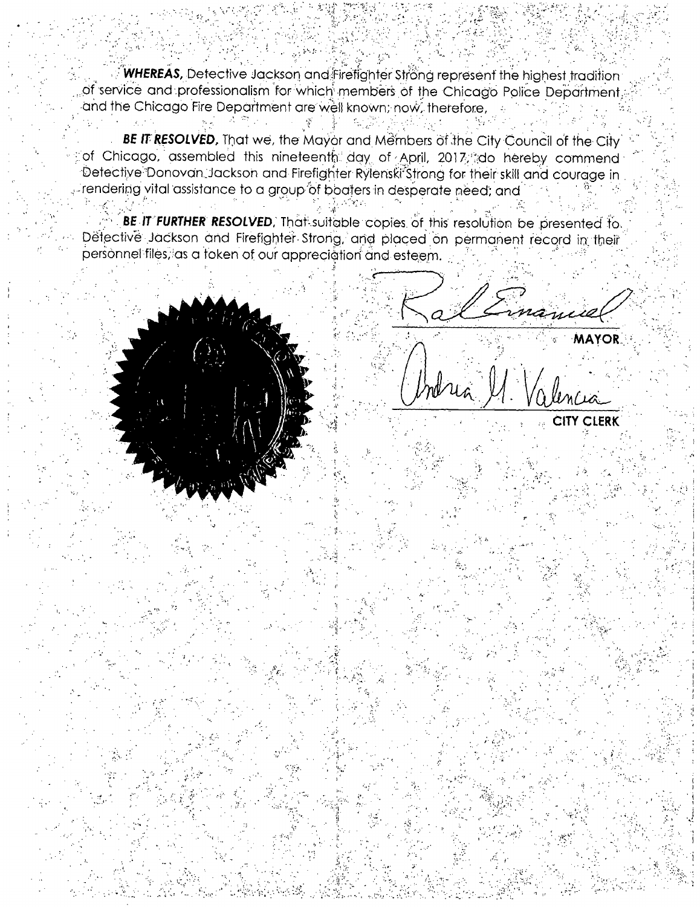***WHEREAS,*** Detective Jackson and Firefighter Strong represent the highest tradition of service and professionalism for which members of the Chicago Police Department and the Chicago Fire Department are well known; now, therefore,

***BE IT RESOLVED,*** That we, the Mayor and Members of the City Council of the City of Chicago, assembled this nineteenth day of April, 2017, do hereby commend Detective Donovan Jackson and Firefighter Rylenski Strong for their skill and courage in rendering vital assistance to a group of boaters in desperate need; and

***BE IT FURTHER RESOLVED,*** That suitable copies of this resolution be presented to Detective Jackson and Firefighter Strong, and placed on permanent record in their personnel files, as a token of our appreciation and esteem.

Rahm Emanuel

**MAYOR**

Andrea M. Valencia

**CITY CLERK**